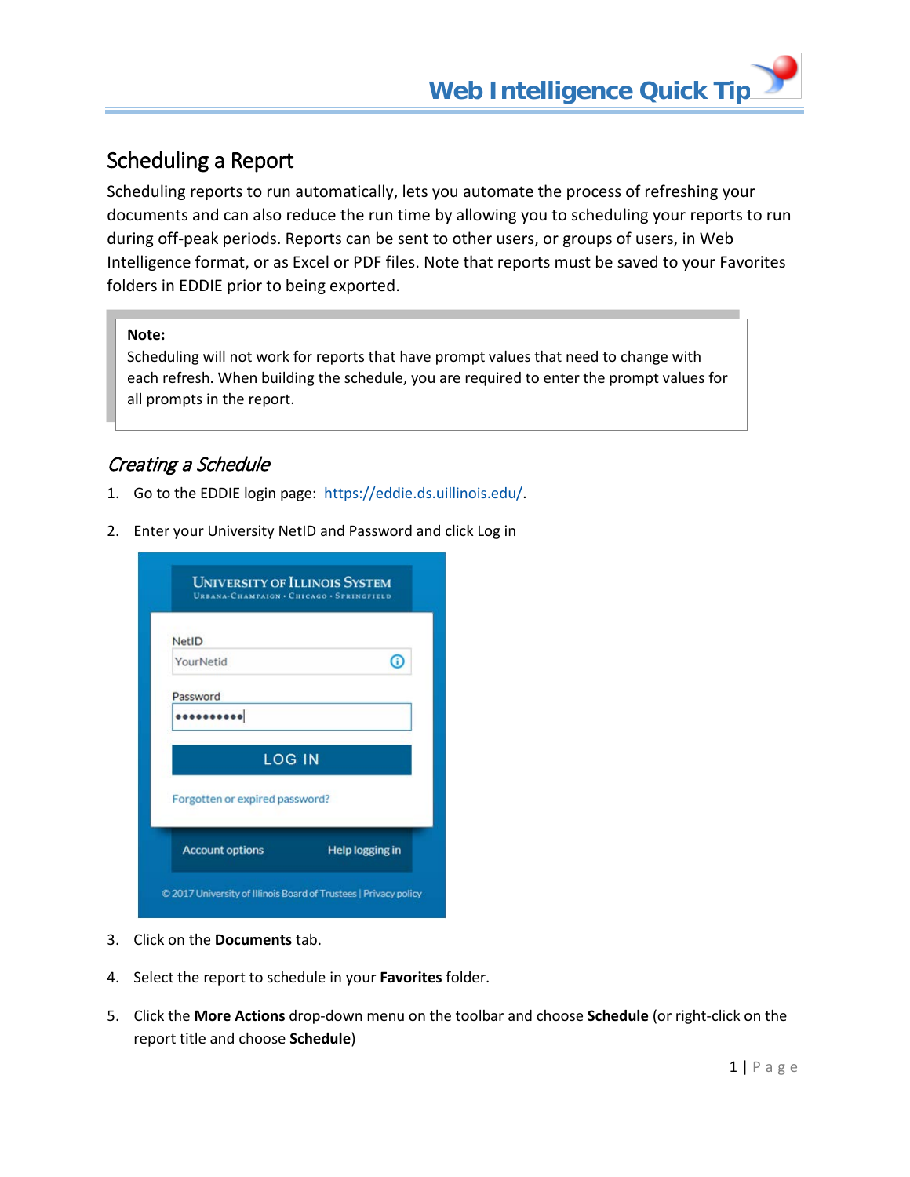## Scheduling a Report

Scheduling reports to run automatically, lets you automate the process of refreshing your documents and can also reduce the run time by allowing you to scheduling your reports to run during off-peak periods. Reports can be sent to other users, or groups of users, in Web Intelligence format, or as Excel or PDF files. Note that reports must be saved to your Favorites folders in EDDIE prior to being exported.

> **Note:**
> Scheduling will not work for reports that have prompt values that need to change with each refresh. When building the schedule, you are required to enter the prompt values for all prompts in the report.

### *Creating a Schedule*

1. Go to the EDDIE login page: https://eddie.ds.uillinois.edu/.
2. Enter your University NetID and Password and click Log in
3. Click on the **Documents** tab.
4. Select the report to schedule in your **Favorites** folder.
5. Click the **More Actions** drop-down menu on the toolbar and choose **Schedule** (or right-click on the report title and choose **Schedule**)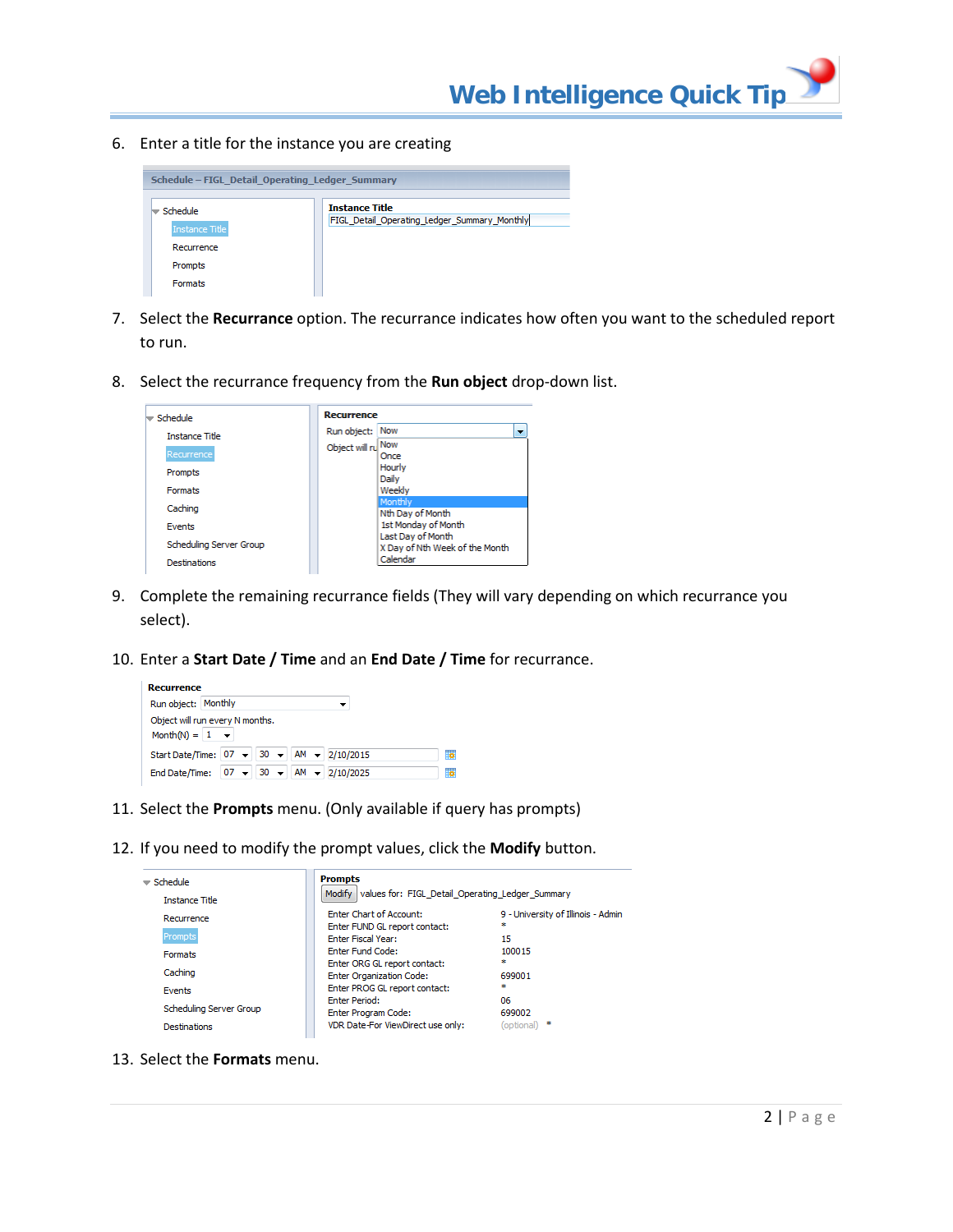6. Enter a title for the instance you are creating

7. Select the **Recurrance** option. The recurrance indicates how often you want to the scheduled report to run.

8. Select the recurrance frequency from the **Run object** drop-down list.

9. Complete the remaining recurrance fields (They will vary depending on which recurrance you select).

10. Enter a **Start Date / Time** and an **End Date / Time** for recurrance.

11. Select the **Prompts** menu. (Only available if query has prompts)

12. If you need to modify the prompt values, click the **Modify** button.

13. Select the **Formats** menu.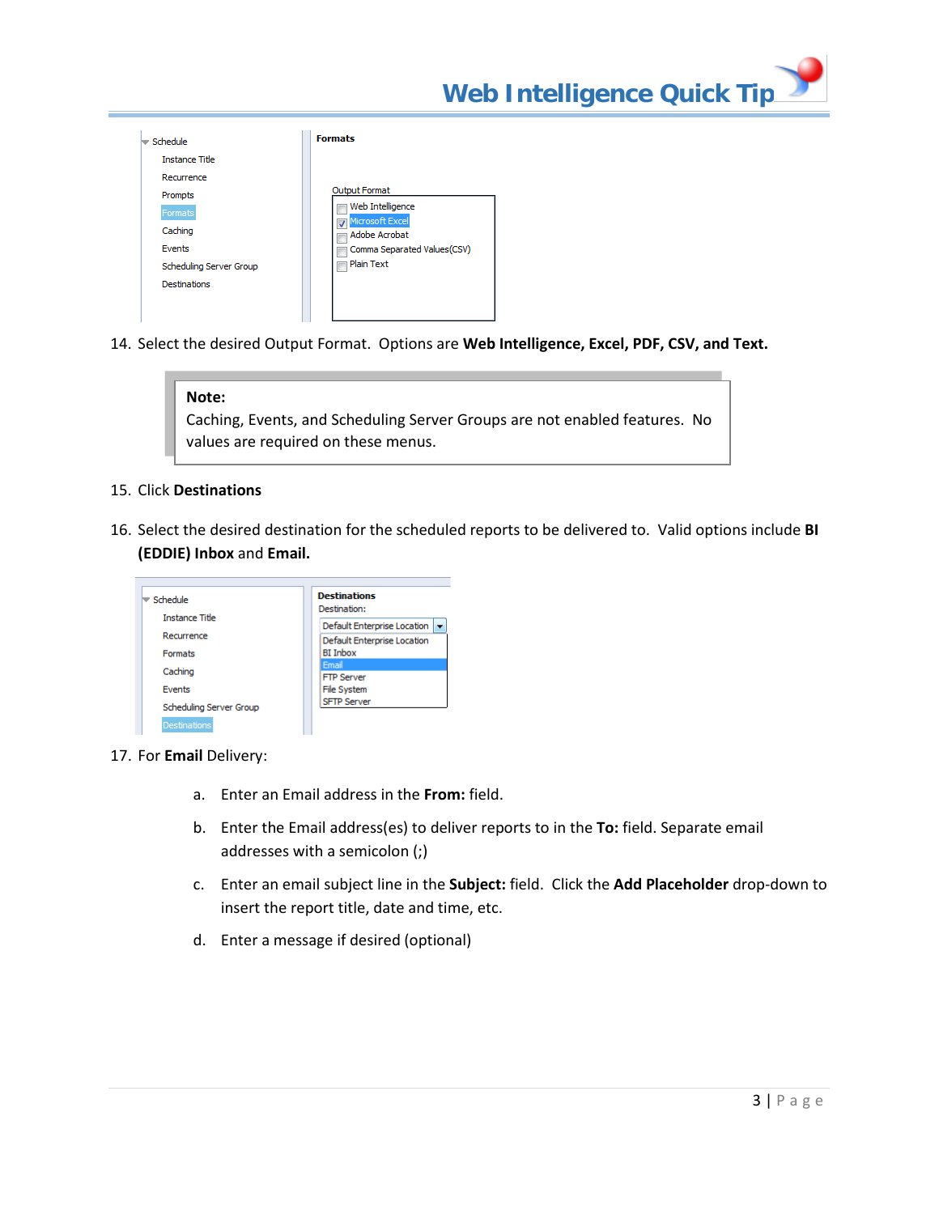14. Select the desired Output Format. Options are **Web Intelligence, Excel, PDF, CSV, and Text.**

> **Note:**
> Caching, Events, and Scheduling Server Groups are not enabled features. No values are required on these menus.

15. Click **Destinations**

16. Select the desired destination for the scheduled reports to be delivered to. Valid options include **BI (EDDIE) Inbox** and **Email.**

17. For **Email** Delivery:

    a. Enter an Email address in the **From:** field.

    b. Enter the Email address(es) to deliver reports to in the **To:** field. Separate email addresses with a semicolon (;)

    c. Enter an email subject line in the **Subject:** field. Click the **Add Placeholder** drop-down to insert the report title, date and time, etc.

    d. Enter a message if desired (optional)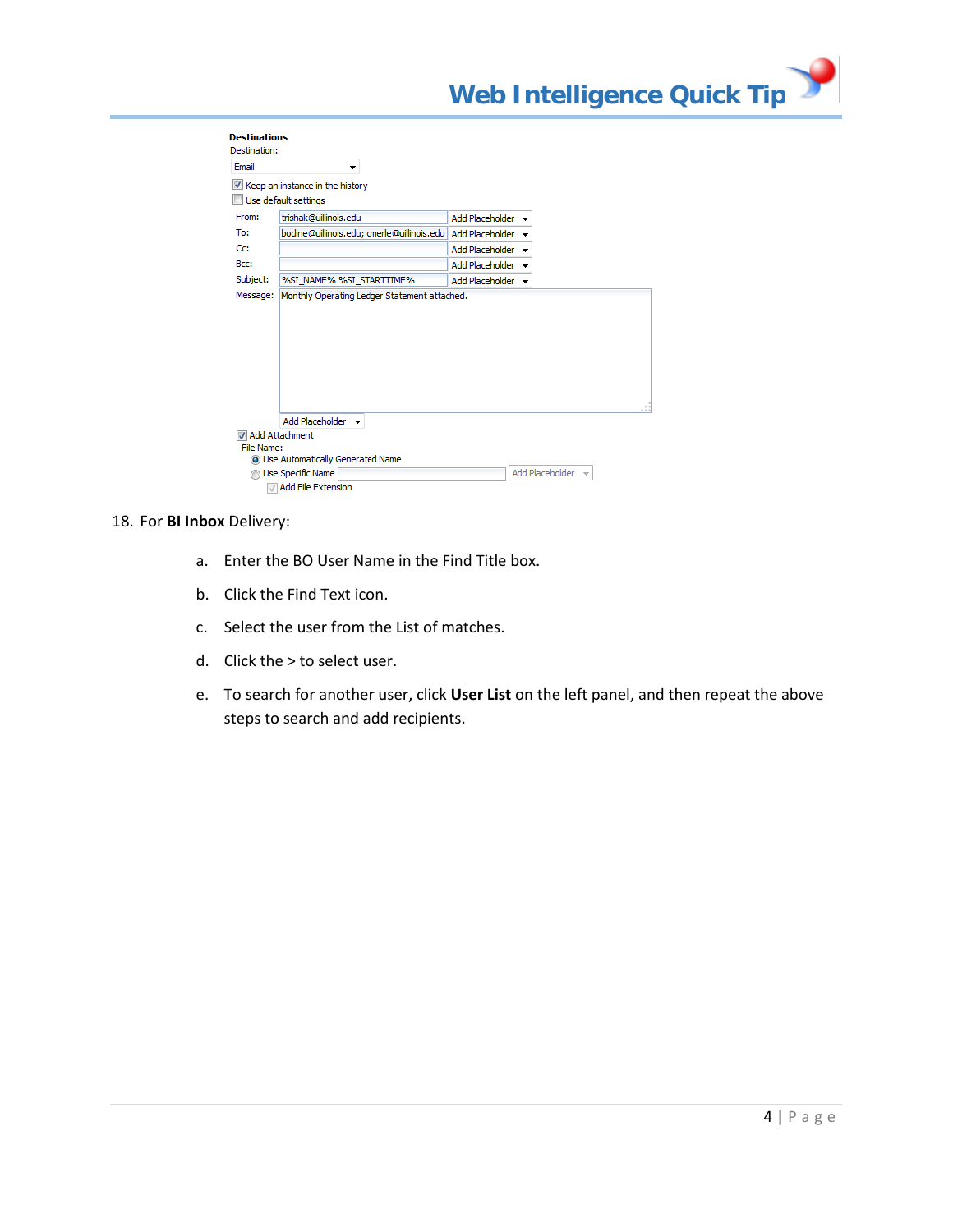**Destinations**

Destination:

Email

- [x] Keep an instance in the history
- [ ] Use default settings

From: trishak@uillinois.edu

To: bodine@uillinois.edu; cmerle@uillinois.edu

Cc:

Bcc:

Subject: %SI_NAME% %SI_STARTTIME%

Message: Monthly Operating Ledger Statement attached.

- [x] Add Attachment

File Name:

- (•) Use Automatically Generated Name
- ( ) Use Specific Name
- [x] Add File Extension

18. For **BI Inbox** Delivery:

    a. Enter the BO User Name in the Find Title box.

    b. Click the Find Text icon.

    c. Select the user from the List of matches.

    d. Click the > to select user.

    e. To search for another user, click **User List** on the left panel, and then repeat the above steps to search and add recipients.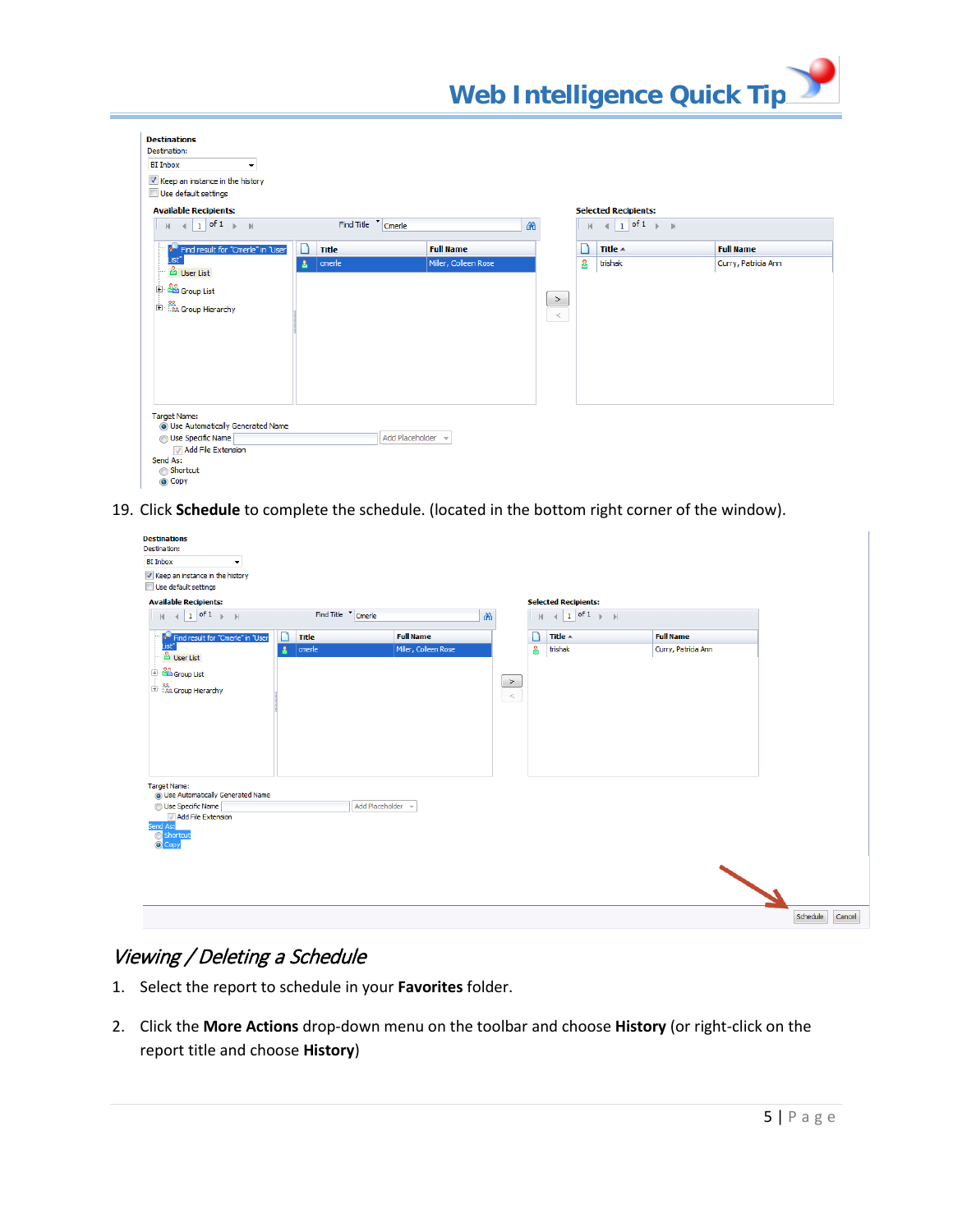Destinations

Destination:

BI Inbox

Keep an instance in the history

Use default settings

Available Recipients:

Selected Recipients:

Target Name:

Use Automatically Generated Name

Use Specific Name

Add File Extension

Send As:

Shortcut

Copy

19. Click **Schedule** to complete the schedule. (located in the bottom right corner of the window).

## *Viewing / Deleting a Schedule*

1. Select the report to schedule in your **Favorites** folder.
2. Click the **More Actions** drop-down menu on the toolbar and choose **History** (or right-click on the report title and choose **History**)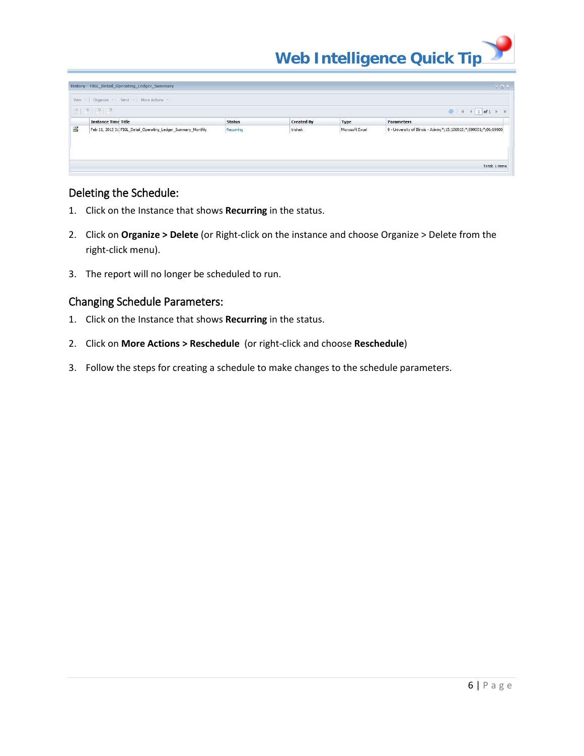## Deleting the Schedule:

1. Click on the Instance that shows **Recurring** in the status.
2. Click on **Organize > Delete** (or Right-click on the instance and choose Organize > Delete from the right-click menu).
3. The report will no longer be scheduled to run.

## Changing Schedule Parameters:

1. Click on the Instance that shows **Recurring** in the status.
2. Click on **More Actions > Reschedule** (or right-click and choose **Reschedule**)
3. Follow the steps for creating a schedule to make changes to the schedule parameters.